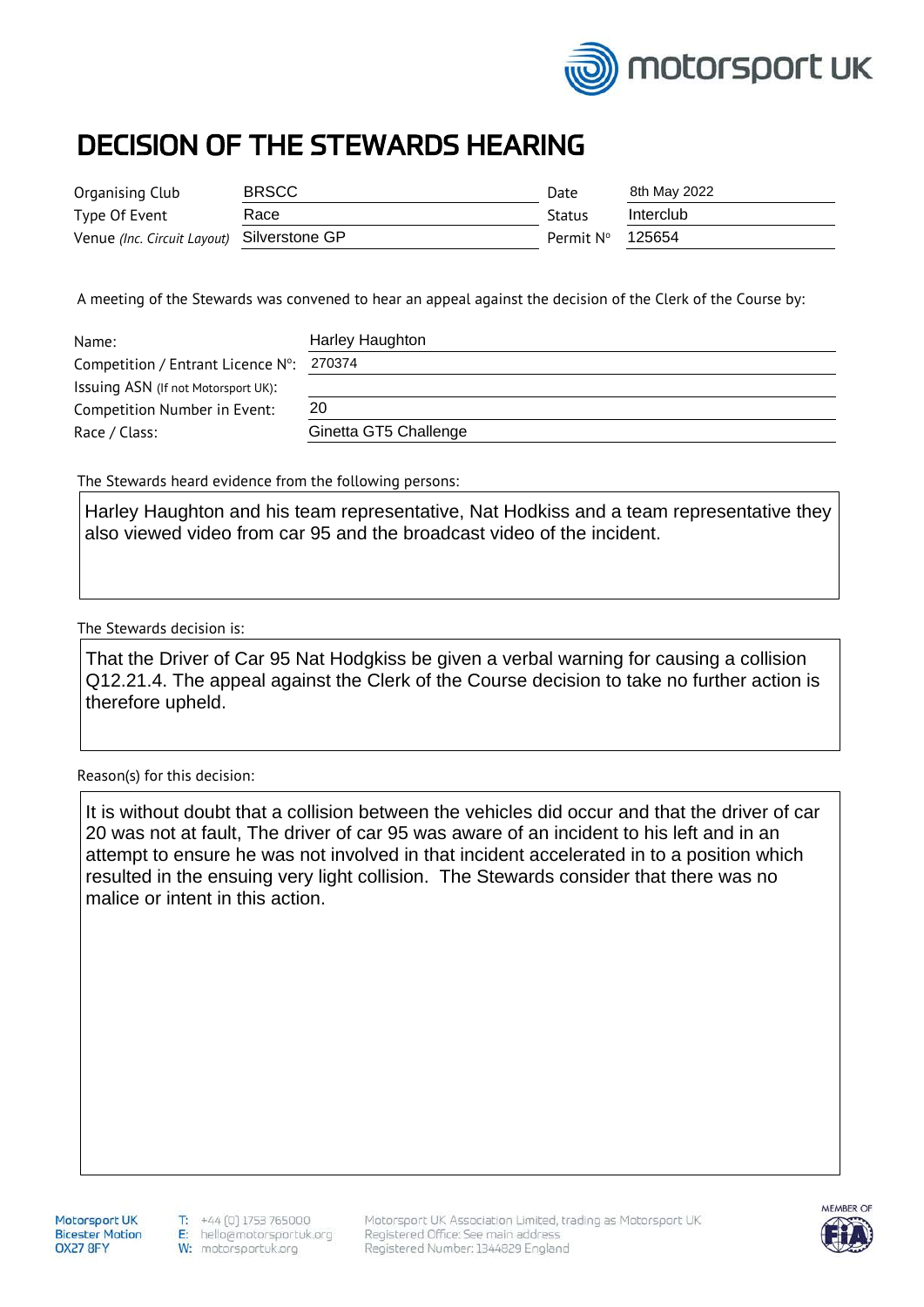# DECISION OF THE STEWARDS HEARING

| Organising Club | BRSCC | Date | 8th May 2022 |
|---|---|---|---|
| Type Of Event | Race | Status | Interclub |
| Venue *(Inc. Circuit Layout)* | Silverstone GP | Permit Nº | 125654 |

A meeting of the Stewards was convened to hear an appeal against the decision of the Clerk of the Course by:

| | |
|---|---|
| Name: | Harley Haughton |
| Competition / Entrant Licence Nº: | 270374 |
| Issuing ASN (If not Motorsport UK): | |
| Competition Number in Event: | 20 |
| Race / Class: | Ginetta GT5 Challenge |

The Stewards heard evidence from the following persons:

Harley Haughton and his team representative, Nat Hodkiss and a team representative they also viewed video from car 95 and the broadcast video of the incident.

The Stewards decision is:

That the Driver of Car 95 Nat Hodgkiss be given a verbal warning for causing a collision Q12.21.4. The appeal against the Clerk of the Course decision to take no further action is therefore upheld.

Reason(s) for this decision:

It is without doubt that a collision between the vehicles did occur and that the driver of car 20 was not at fault, The driver of car 95 was aware of an incident to his left and in an attempt to ensure he was not involved in that incident accelerated in to a position which resulted in the ensuing very light collision. The Stewards consider that there was no malice or intent in this action.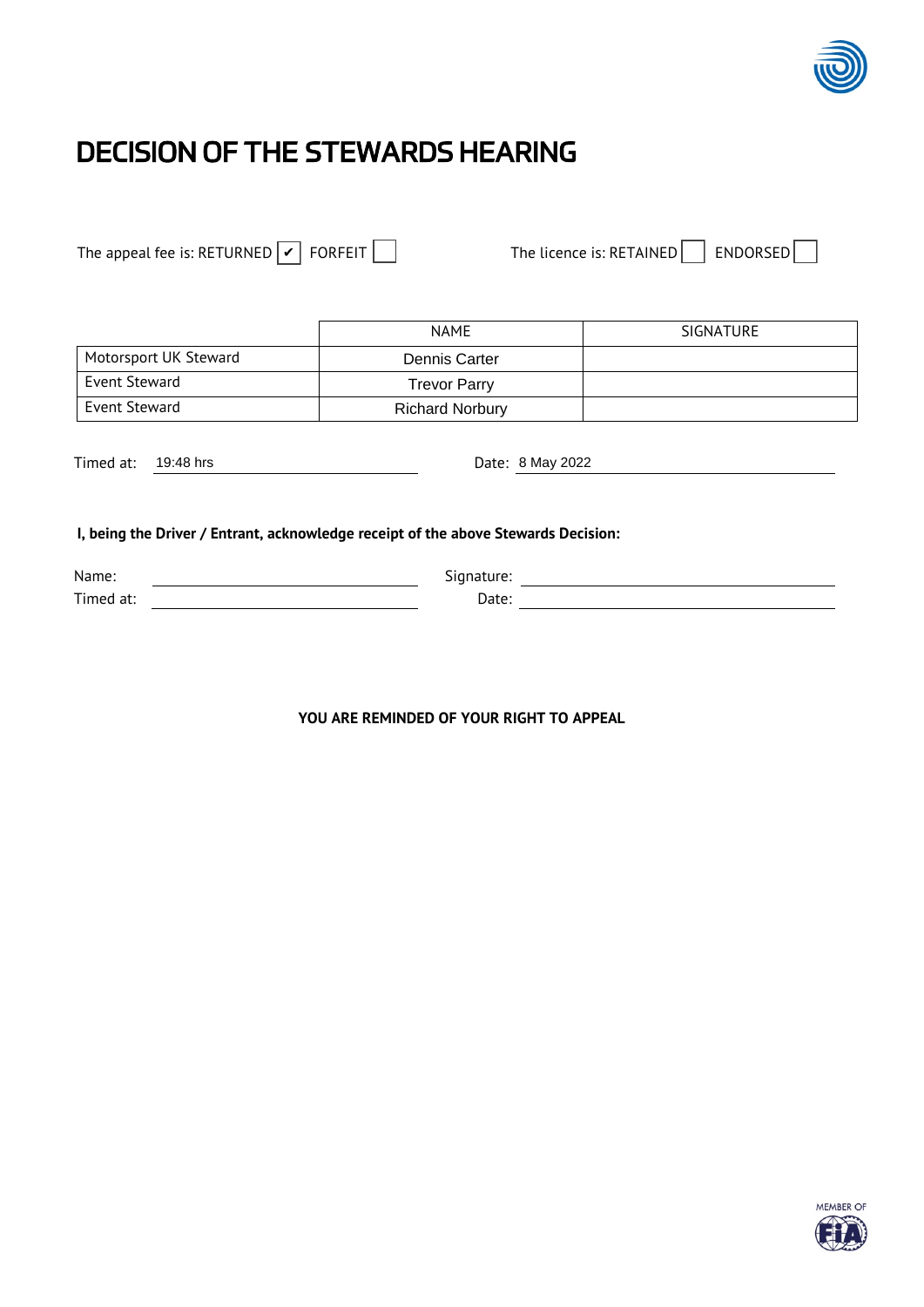# DECISION OF THE STEWARDS HEARING

The appeal fee is: RETURNED ☑ FORFEIT ☐ The licence is: RETAINED ☐ ENDORSED ☐

| | NAME | SIGNATURE |
|---|---|---|
| Motorsport UK Steward | Dennis Carter | |
| Event Steward | Trevor Parry | |
| Event Steward | Richard Norbury | |

Timed at: 19:48 hrs Date: 8 May 2022

**I, being the Driver / Entrant, acknowledge receipt of the above Stewards Decision:**

Name: ______________________ Signature: ______________________

Timed at: ______________________ Date: ______________________

**YOU ARE REMINDED OF YOUR RIGHT TO APPEAL**